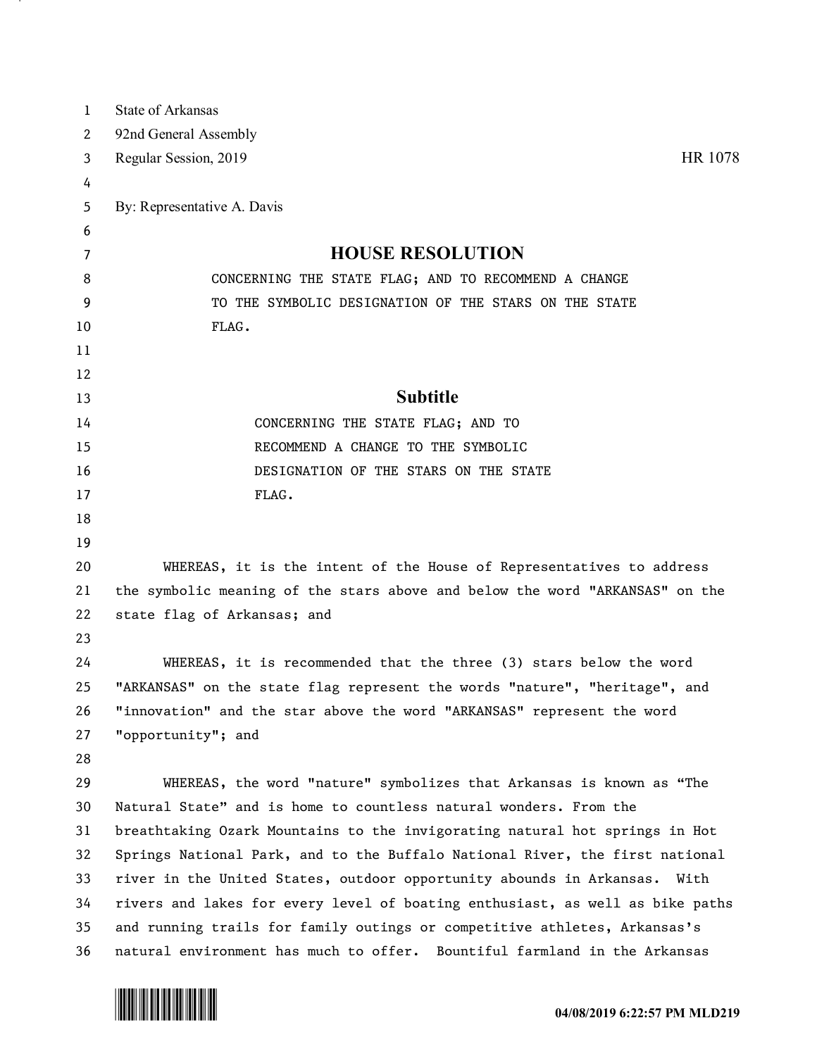State of Arkansas
92nd General Assembly
Regular Session, 2019 HR 1078

By: Representative A. Davis

# HOUSE RESOLUTION

CONCERNING THE STATE FLAG; AND TO RECOMMEND A CHANGE TO THE SYMBOLIC DESIGNATION OF THE STARS ON THE STATE FLAG.

## Subtitle

CONCERNING THE STATE FLAG; AND TO RECOMMEND A CHANGE TO THE SYMBOLIC DESIGNATION OF THE STARS ON THE STATE FLAG.

WHEREAS, it is the intent of the House of Representatives to address the symbolic meaning of the stars above and below the word "ARKANSAS" on the state flag of Arkansas; and

WHEREAS, it is recommended that the three (3) stars below the word "ARKANSAS" on the state flag represent the words "nature", "heritage", and "innovation" and the star above the word "ARKANSAS" represent the word "opportunity"; and

WHEREAS, the word "nature" symbolizes that Arkansas is known as "The Natural State" and is home to countless natural wonders. From the breathtaking Ozark Mountains to the invigorating natural hot springs in Hot Springs National Park, and to the Buffalo National River, the first national river in the United States, outdoor opportunity abounds in Arkansas. With rivers and lakes for every level of boating enthusiast, as well as bike paths and running trails for family outings or competitive athletes, Arkansas's natural environment has much to offer. Bountiful farmland in the Arkansas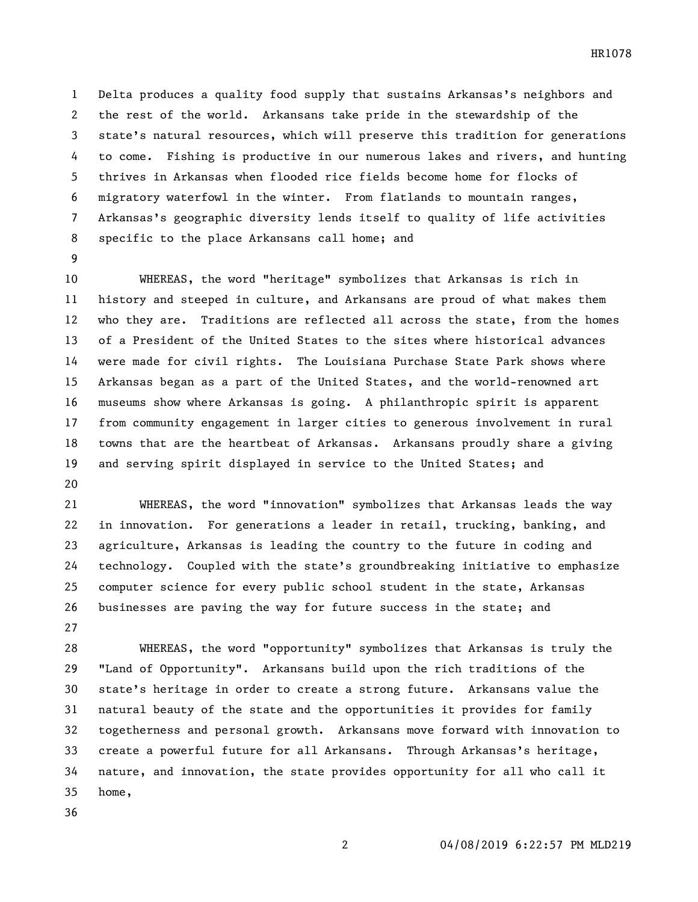Delta produces a quality food supply that sustains Arkansas's neighbors and the rest of the world. Arkansans take pride in the stewardship of the state's natural resources, which will preserve this tradition for generations to come. Fishing is productive in our numerous lakes and rivers, and hunting thrives in Arkansas when flooded rice fields become home for flocks of migratory waterfowl in the winter. From flatlands to mountain ranges, Arkansas's geographic diversity lends itself to quality of life activities specific to the place Arkansans call home; and

WHEREAS, the word "heritage" symbolizes that Arkansas is rich in history and steeped in culture, and Arkansans are proud of what makes them who they are. Traditions are reflected all across the state, from the homes of a President of the United States to the sites where historical advances were made for civil rights. The Louisiana Purchase State Park shows where Arkansas began as a part of the United States, and the world-renowned art museums show where Arkansas is going. A philanthropic spirit is apparent from community engagement in larger cities to generous involvement in rural towns that are the heartbeat of Arkansas. Arkansans proudly share a giving and serving spirit displayed in service to the United States; and

WHEREAS, the word "innovation" symbolizes that Arkansas leads the way in innovation. For generations a leader in retail, trucking, banking, and agriculture, Arkansas is leading the country to the future in coding and technology. Coupled with the state's groundbreaking initiative to emphasize computer science for every public school student in the state, Arkansas businesses are paving the way for future success in the state; and

WHEREAS, the word "opportunity" symbolizes that Arkansas is truly the "Land of Opportunity". Arkansans build upon the rich traditions of the state's heritage in order to create a strong future. Arkansans value the natural beauty of the state and the opportunities it provides for family togetherness and personal growth. Arkansans move forward with innovation to create a powerful future for all Arkansans. Through Arkansas's heritage, nature, and innovation, the state provides opportunity for all who call it home,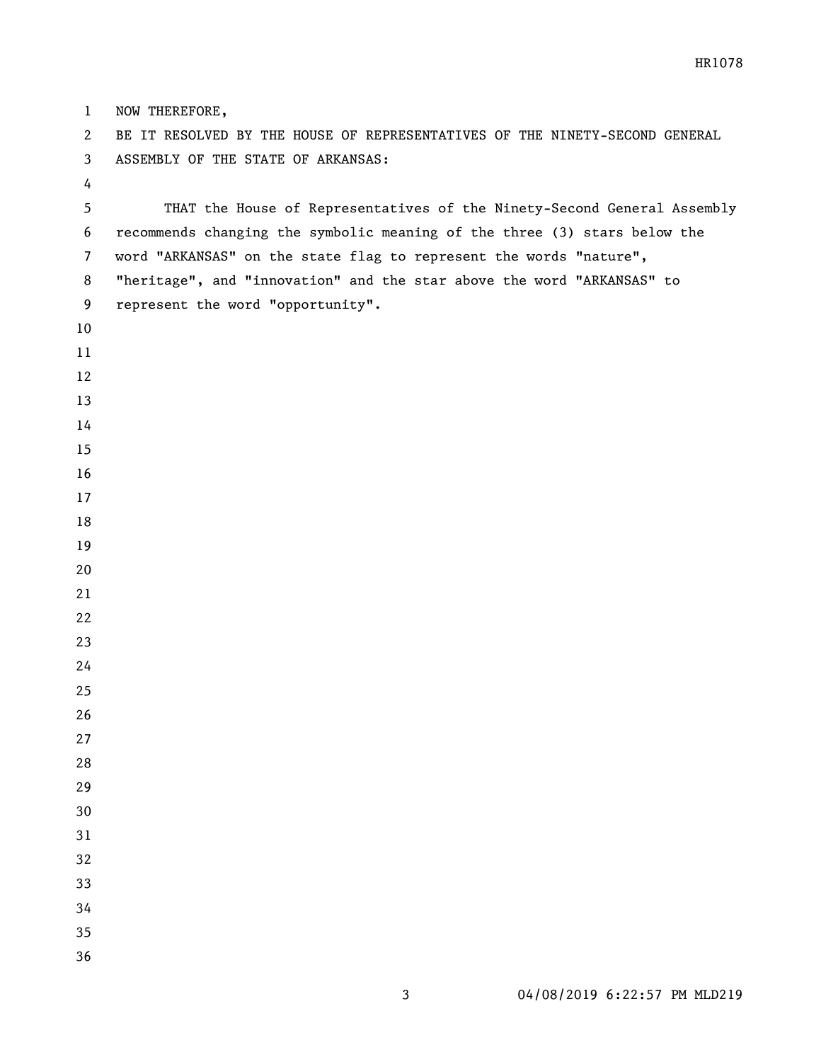NOW THEREFORE,

BE IT RESOLVED BY THE HOUSE OF REPRESENTATIVES OF THE NINETY-SECOND GENERAL ASSEMBLY OF THE STATE OF ARKANSAS:

THAT the House of Representatives of the Ninety-Second General Assembly recommends changing the symbolic meaning of the three (3) stars below the word "ARKANSAS" on the state flag to represent the words "nature", "heritage", and "innovation" and the star above the word "ARKANSAS" to represent the word "opportunity".